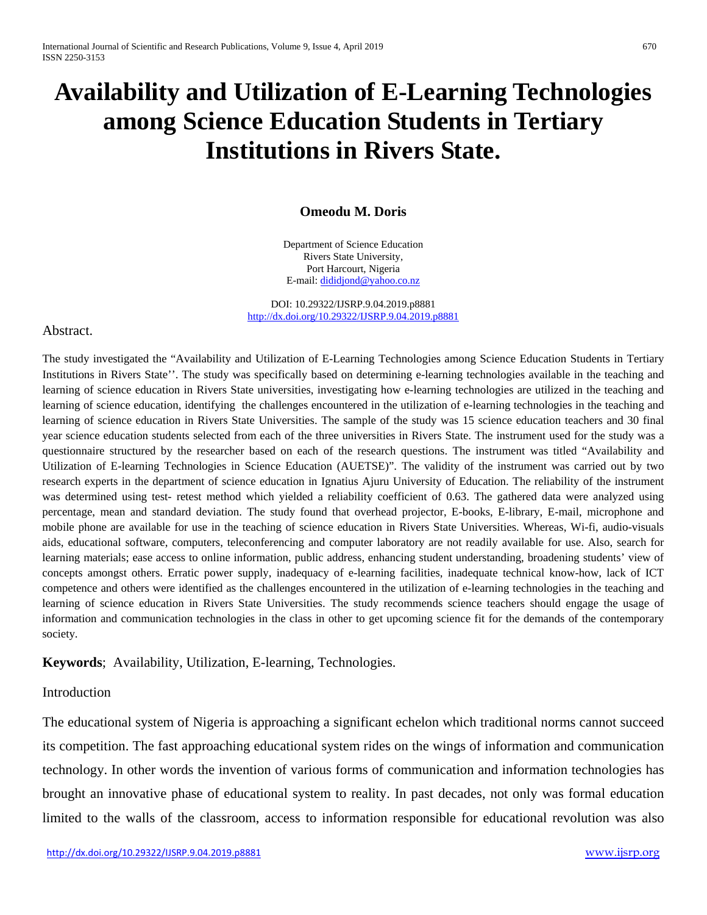# Availability and Utilization of E-Learning Technologies among Science Education Students in Tertiary Institutions in Rivers State.

**Omeodu M. Doris**

Department of Science Education
Rivers State University,
Port Harcourt, Nigeria
E-mail: dididjond@yahoo.co.nz

DOI: 10.29322/IJSRP.9.04.2019.p8881
http://dx.doi.org/10.29322/IJSRP.9.04.2019.p8881

## Abstract.

The study investigated the "Availability and Utilization of E-Learning Technologies among Science Education Students in Tertiary Institutions in Rivers State''. The study was specifically based on determining e-learning technologies available in the teaching and learning of science education in Rivers State universities, investigating how e-learning technologies are utilized in the teaching and learning of science education, identifying the challenges encountered in the utilization of e-learning technologies in the teaching and learning of science education in Rivers State Universities. The sample of the study was 15 science education teachers and 30 final year science education students selected from each of the three universities in Rivers State. The instrument used for the study was a questionnaire structured by the researcher based on each of the research questions. The instrument was titled "Availability and Utilization of E-learning Technologies in Science Education (AUETSE)". The validity of the instrument was carried out by two research experts in the department of science education in Ignatius Ajuru University of Education. The reliability of the instrument was determined using test- retest method which yielded a reliability coefficient of 0.63. The gathered data were analyzed using percentage, mean and standard deviation. The study found that overhead projector, E-books, E-library, E-mail, microphone and mobile phone are available for use in the teaching of science education in Rivers State Universities. Whereas, Wi-fi, audio-visuals aids, educational software, computers, teleconferencing and computer laboratory are not readily available for use. Also, search for learning materials; ease access to online information, public address, enhancing student understanding, broadening students' view of concepts amongst others. Erratic power supply, inadequacy of e-learning facilities, inadequate technical know-how, lack of ICT competence and others were identified as the challenges encountered in the utilization of e-learning technologies in the teaching and learning of science education in Rivers State Universities. The study recommends science teachers should engage the usage of information and communication technologies in the class in other to get upcoming science fit for the demands of the contemporary society.

**Keywords**; Availability, Utilization, E-learning, Technologies.

## Introduction

The educational system of Nigeria is approaching a significant echelon which traditional norms cannot succeed its competition. The fast approaching educational system rides on the wings of information and communication technology. In other words the invention of various forms of communication and information technologies has brought an innovative phase of educational system to reality. In past decades, not only was formal education limited to the walls of the classroom, access to information responsible for educational revolution was also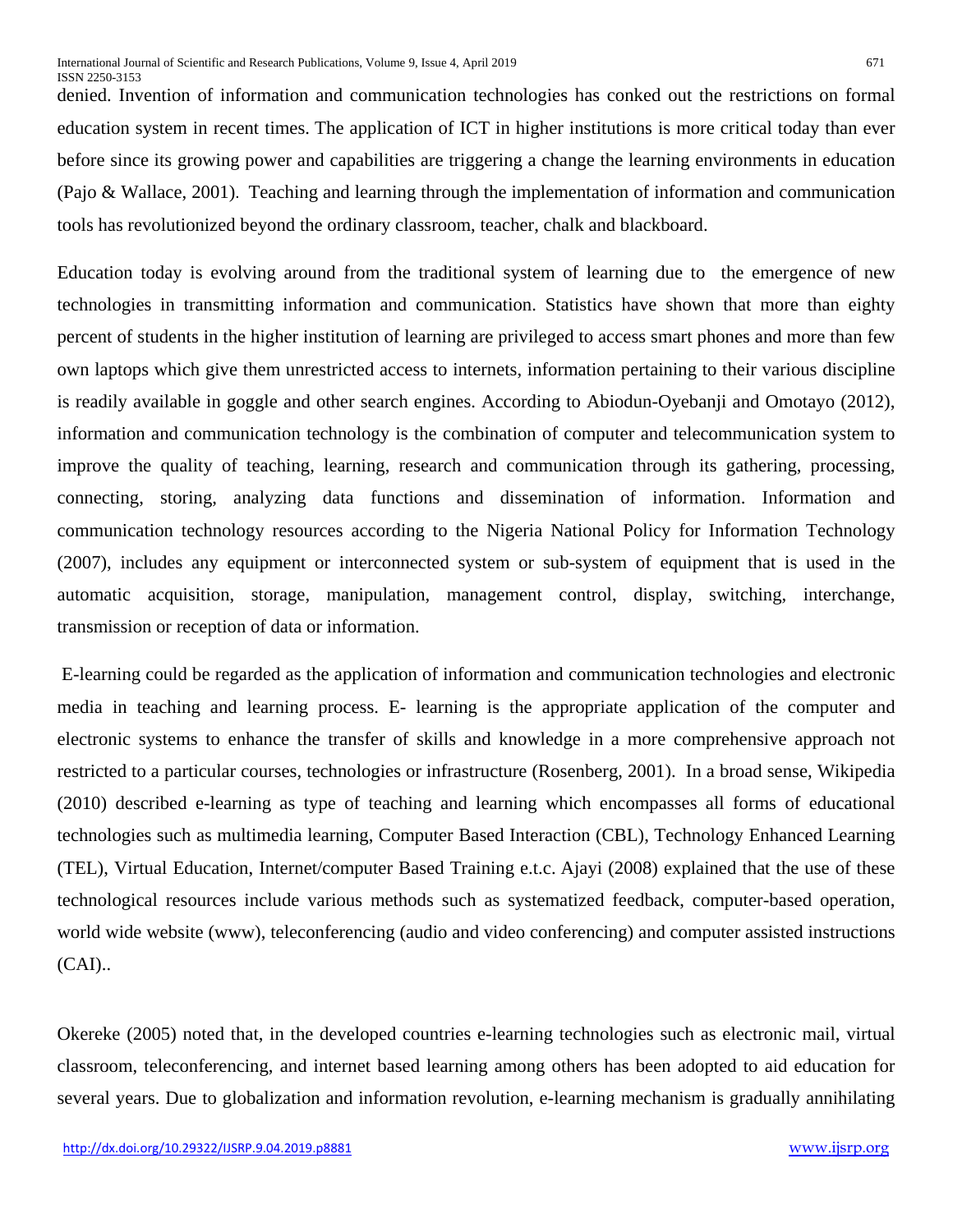denied. Invention of information and communication technologies has conked out the restrictions on formal education system in recent times. The application of ICT in higher institutions is more critical today than ever before since its growing power and capabilities are triggering a change the learning environments in education (Pajo & Wallace, 2001). Teaching and learning through the implementation of information and communication tools has revolutionized beyond the ordinary classroom, teacher, chalk and blackboard.

Education today is evolving around from the traditional system of learning due to the emergence of new technologies in transmitting information and communication. Statistics have shown that more than eighty percent of students in the higher institution of learning are privileged to access smart phones and more than few own laptops which give them unrestricted access to internets, information pertaining to their various discipline is readily available in goggle and other search engines. According to Abiodun-Oyebanji and Omotayo (2012), information and communication technology is the combination of computer and telecommunication system to improve the quality of teaching, learning, research and communication through its gathering, processing, connecting, storing, analyzing data functions and dissemination of information. Information and communication technology resources according to the Nigeria National Policy for Information Technology (2007), includes any equipment or interconnected system or sub-system of equipment that is used in the automatic acquisition, storage, manipulation, management control, display, switching, interchange, transmission or reception of data or information.

E-learning could be regarded as the application of information and communication technologies and electronic media in teaching and learning process. E- learning is the appropriate application of the computer and electronic systems to enhance the transfer of skills and knowledge in a more comprehensive approach not restricted to a particular courses, technologies or infrastructure (Rosenberg, 2001). In a broad sense, Wikipedia (2010) described e-learning as type of teaching and learning which encompasses all forms of educational technologies such as multimedia learning, Computer Based Interaction (CBL), Technology Enhanced Learning (TEL), Virtual Education, Internet/computer Based Training e.t.c. Ajayi (2008) explained that the use of these technological resources include various methods such as systematized feedback, computer-based operation, world wide website (www), teleconferencing (audio and video conferencing) and computer assisted instructions (CAI)..

Okereke (2005) noted that, in the developed countries e-learning technologies such as electronic mail, virtual classroom, teleconferencing, and internet based learning among others has been adopted to aid education for several years. Due to globalization and information revolution, e-learning mechanism is gradually annihilating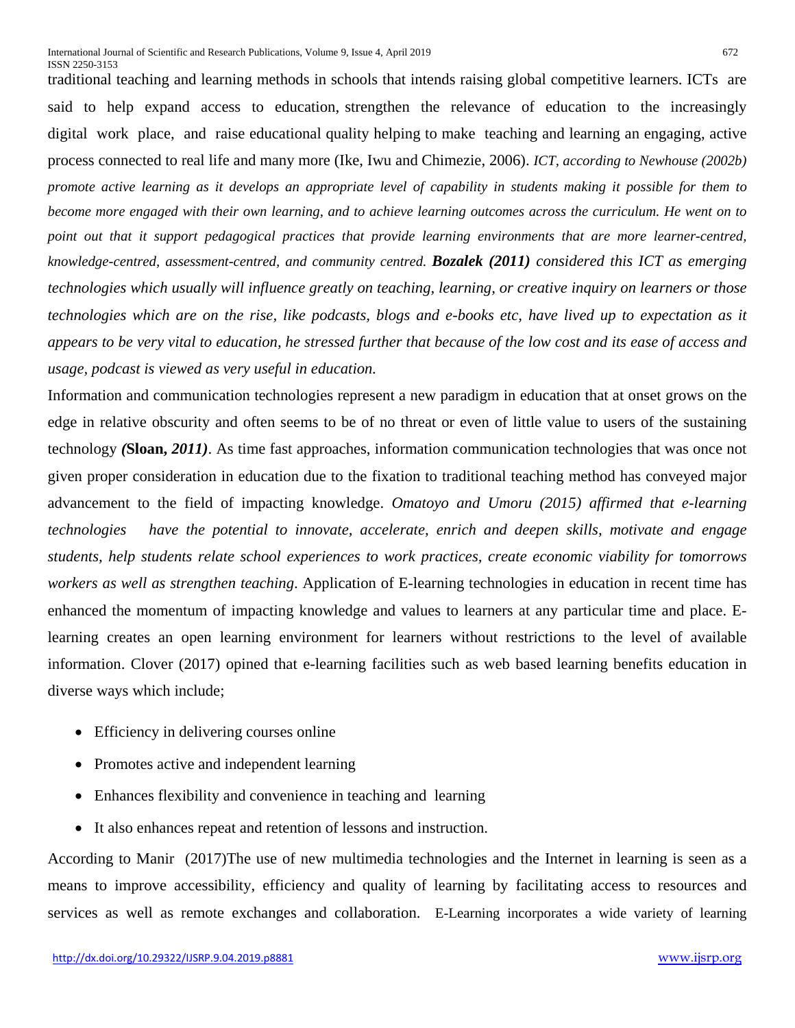traditional teaching and learning methods in schools that intends raising global competitive learners. ICTs are said to help expand access to education, strengthen the relevance of education to the increasingly digital work place, and raise educational quality helping to make teaching and learning an engaging, active process connected to real life and many more (Ike, Iwu and Chimezie, 2006). *ICT, according to Newhouse (2002b) promote active learning as it develops an appropriate level of capability in students making it possible for them to become more engaged with their own learning, and to achieve learning outcomes across the curriculum. He went on to point out that it support pedagogical practices that provide learning environments that are more learner-centred, knowledge-centred, assessment-centred, and community centred.* ***Bozalek (2011)*** *considered this ICT as emerging technologies which usually will influence greatly on teaching, learning, or creative inquiry on learners or those technologies which are on the rise, like podcasts, blogs and e-books etc, have lived up to expectation as it appears to be very vital to education, he stressed further that because of the low cost and its ease of access and usage, podcast is viewed as very useful in education.*

Information and communication technologies represent a new paradigm in education that at onset grows on the edge in relative obscurity and often seems to be of no threat or even of little value to users of the sustaining technology ***(*****Sloan,** ***2011)***. As time fast approaches, information communication technologies that was once not given proper consideration in education due to the fixation to traditional teaching method has conveyed major advancement to the field of impacting knowledge. *Omatoyo and Umoru (2015) affirmed that e-learning technologies have the potential to innovate, accelerate, enrich and deepen skills, motivate and engage students, help students relate school experiences to work practices, create economic viability for tomorrows workers as well as strengthen teaching*. Application of E-learning technologies in education in recent time has enhanced the momentum of impacting knowledge and values to learners at any particular time and place. E-learning creates an open learning environment for learners without restrictions to the level of available information. Clover (2017) opined that e-learning facilities such as web based learning benefits education in diverse ways which include;

- Efficiency in delivering courses online
- Promotes active and independent learning
- Enhances flexibility and convenience in teaching and learning
- It also enhances repeat and retention of lessons and instruction.

According to Manir (2017)The use of new multimedia technologies and the Internet in learning is seen as a means to improve accessibility, efficiency and quality of learning by facilitating access to resources and services as well as remote exchanges and collaboration. E-Learning incorporates a wide variety of learning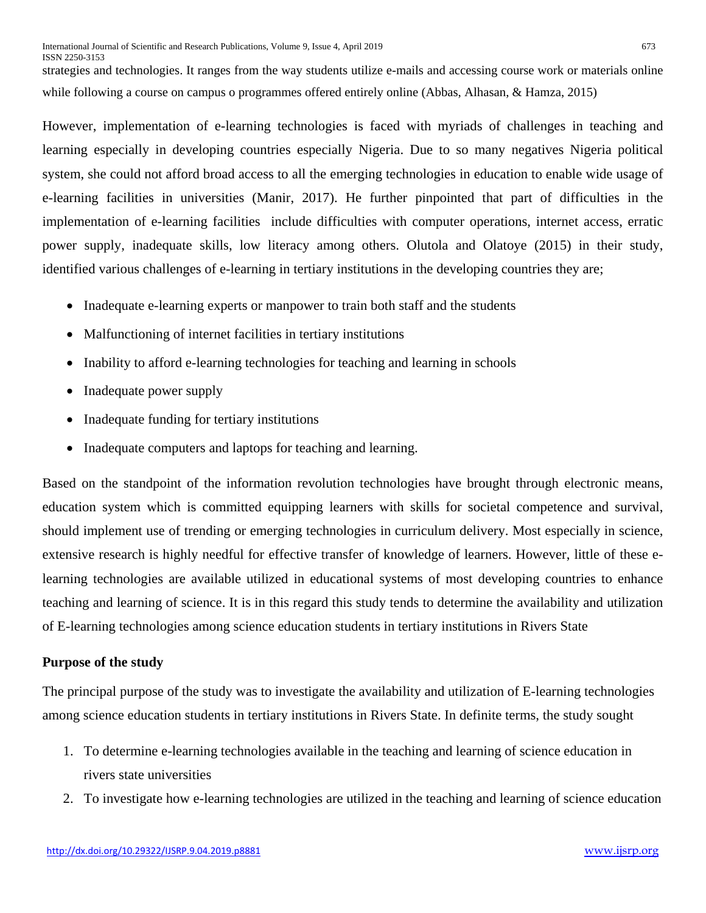strategies and technologies. It ranges from the way students utilize e-mails and accessing course work or materials online while following a course on campus o programmes offered entirely online (Abbas, Alhasan, & Hamza, 2015)

However, implementation of e-learning technologies is faced with myriads of challenges in teaching and learning especially in developing countries especially Nigeria. Due to so many negatives Nigeria political system, she could not afford broad access to all the emerging technologies in education to enable wide usage of e-learning facilities in universities (Manir, 2017). He further pinpointed that part of difficulties in the implementation of e-learning facilities include difficulties with computer operations, internet access, erratic power supply, inadequate skills, low literacy among others. Olutola and Olatoye (2015) in their study, identified various challenges of e-learning in tertiary institutions in the developing countries they are;

- Inadequate e-learning experts or manpower to train both staff and the students
- Malfunctioning of internet facilities in tertiary institutions
- Inability to afford e-learning technologies for teaching and learning in schools
- Inadequate power supply
- Inadequate funding for tertiary institutions
- Inadequate computers and laptops for teaching and learning.

Based on the standpoint of the information revolution technologies have brought through electronic means, education system which is committed equipping learners with skills for societal competence and survival, should implement use of trending or emerging technologies in curriculum delivery. Most especially in science, extensive research is highly needful for effective transfer of knowledge of learners. However, little of these e-learning technologies are available utilized in educational systems of most developing countries to enhance teaching and learning of science. It is in this regard this study tends to determine the availability and utilization of E-learning technologies among science education students in tertiary institutions in Rivers State

**Purpose of the study**

The principal purpose of the study was to investigate the availability and utilization of E-learning technologies among science education students in tertiary institutions in Rivers State. In definite terms, the study sought

1. To determine e-learning technologies available in the teaching and learning of science education in rivers state universities
2. To investigate how e-learning technologies are utilized in the teaching and learning of science education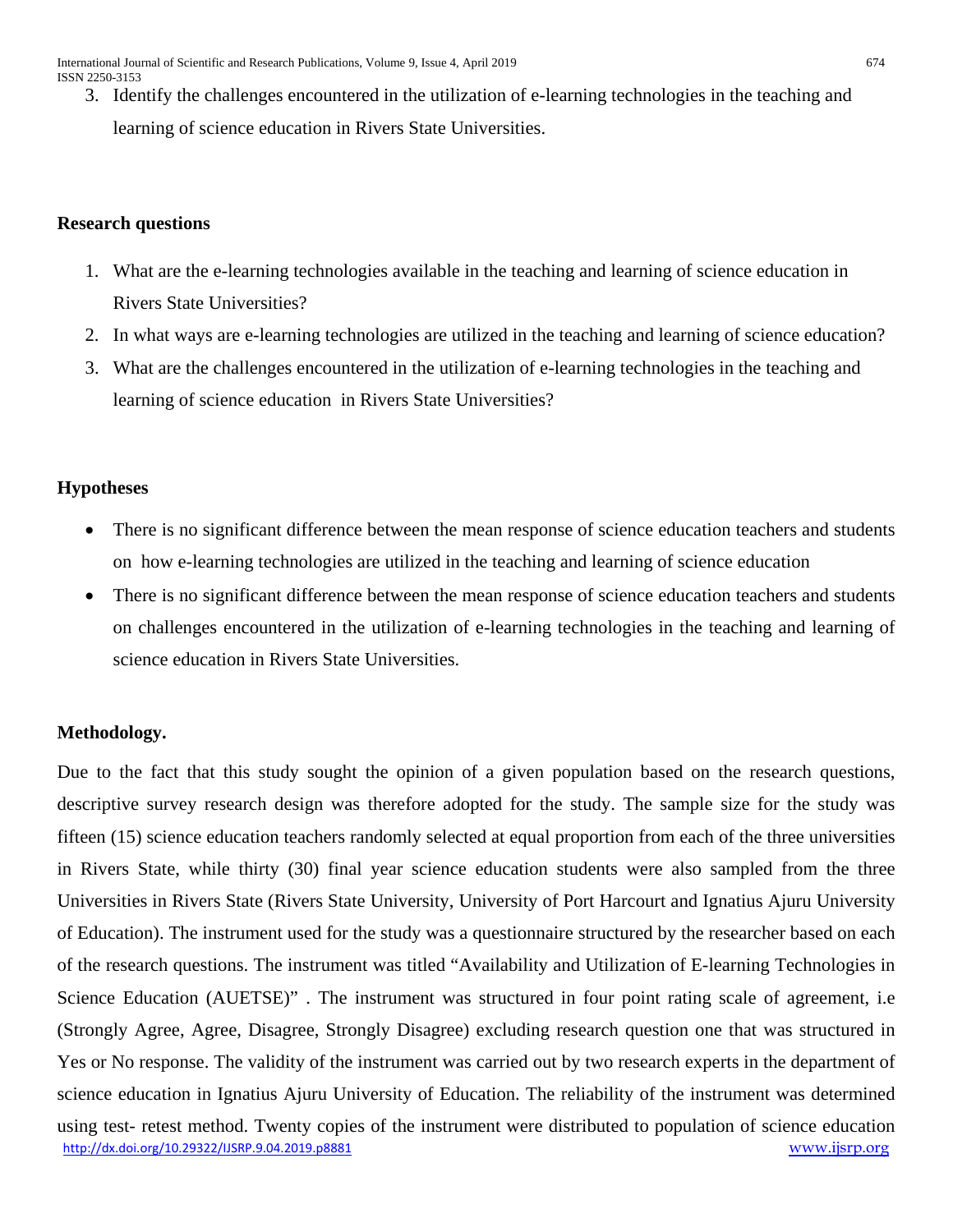3. Identify the challenges encountered in the utilization of e-learning technologies in the teaching and learning of science education in Rivers State Universities.

**Research questions**

1. What are the e-learning technologies available in the teaching and learning of science education in Rivers State Universities?
2. In what ways are e-learning technologies are utilized in the teaching and learning of science education?
3. What are the challenges encountered in the utilization of e-learning technologies in the teaching and learning of science education in Rivers State Universities?

**Hypotheses**

- There is no significant difference between the mean response of science education teachers and students on how e-learning technologies are utilized in the teaching and learning of science education
- There is no significant difference between the mean response of science education teachers and students on challenges encountered in the utilization of e-learning technologies in the teaching and learning of science education in Rivers State Universities.

**Methodology.**

Due to the fact that this study sought the opinion of a given population based on the research questions, descriptive survey research design was therefore adopted for the study. The sample size for the study was fifteen (15) science education teachers randomly selected at equal proportion from each of the three universities in Rivers State, while thirty (30) final year science education students were also sampled from the three Universities in Rivers State (Rivers State University, University of Port Harcourt and Ignatius Ajuru University of Education). The instrument used for the study was a questionnaire structured by the researcher based on each of the research questions. The instrument was titled "Availability and Utilization of E-learning Technologies in Science Education (AUETSE)" . The instrument was structured in four point rating scale of agreement, i.e (Strongly Agree, Agree, Disagree, Strongly Disagree) excluding research question one that was structured in Yes or No response. The validity of the instrument was carried out by two research experts in the department of science education in Ignatius Ajuru University of Education. The reliability of the instrument was determined using test- retest method. Twenty copies of the instrument were distributed to population of science education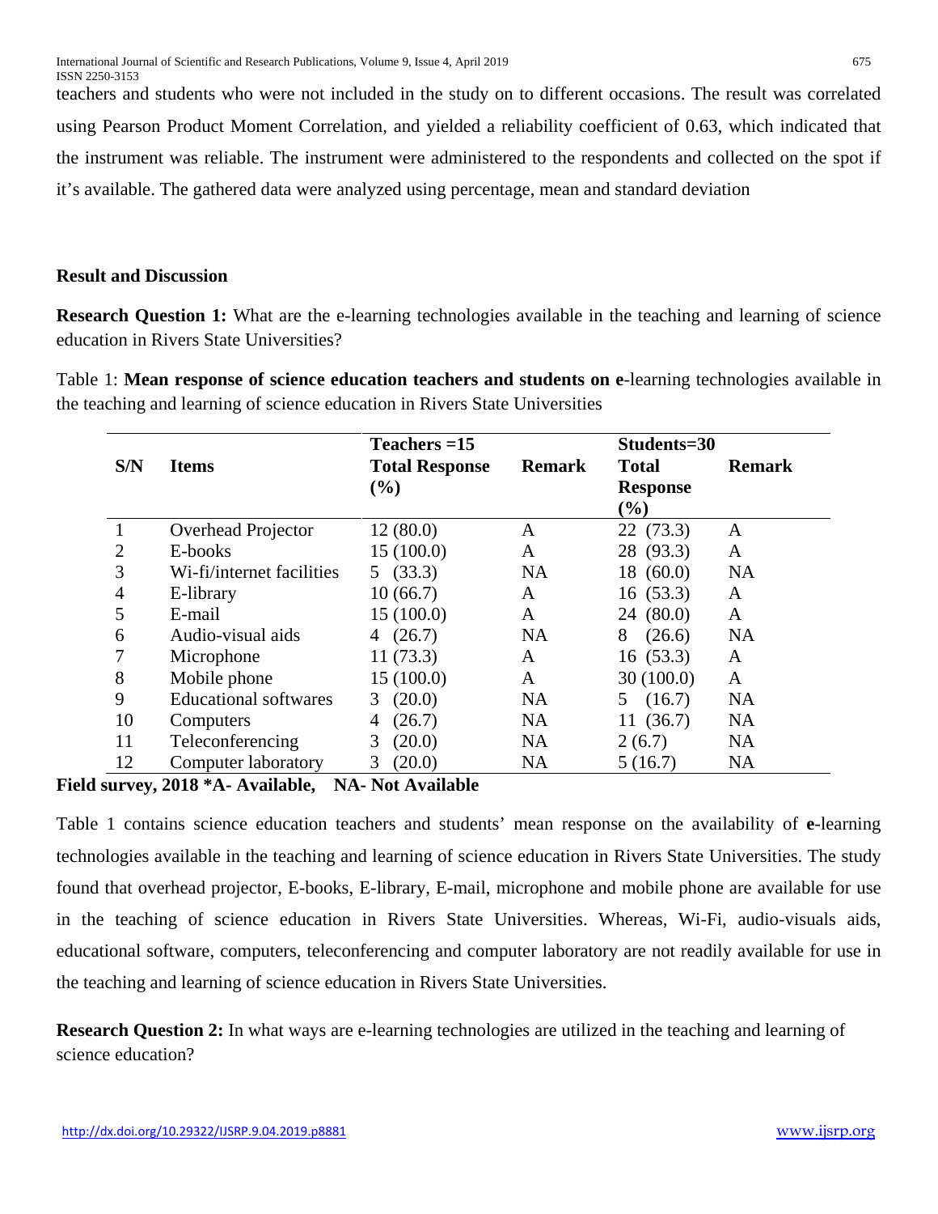teachers and students who were not included in the study on to different occasions. The result was correlated using Pearson Product Moment Correlation, and yielded a reliability coefficient of 0.63, which indicated that the instrument was reliable. The instrument were administered to the respondents and collected on the spot if it's available. The gathered data were analyzed using percentage, mean and standard deviation

**Result and Discussion**

**Research Question 1:** What are the e-learning technologies available in the teaching and learning of science education in Rivers State Universities?

Table 1: **Mean response of science education teachers and students on e**-learning technologies available in the teaching and learning of science education in Rivers State Universities

| S/N | Items | Teachers =15 Total Response (%) | Remark | Students=30 Total Response (%) | Remark |
|---|---|---|---|---|---|
| 1 | Overhead Projector | 12 (80.0) | A | 22 (73.3) | A |
| 2 | E-books | 15 (100.0) | A | 28 (93.3) | A |
| 3 | Wi-fi/internet facilities | 5 (33.3) | NA | 18 (60.0) | NA |
| 4 | E-library | 10 (66.7) | A | 16 (53.3) | A |
| 5 | E-mail | 15 (100.0) | A | 24 (80.0) | A |
| 6 | Audio-visual aids | 4 (26.7) | NA | 8 (26.6) | NA |
| 7 | Microphone | 11 (73.3) | A | 16 (53.3) | A |
| 8 | Mobile phone | 15 (100.0) | A | 30 (100.0) | A |
| 9 | Educational softwares | 3 (20.0) | NA | 5 (16.7) | NA |
| 10 | Computers | 4 (26.7) | NA | 11 (36.7) | NA |
| 11 | Teleconferencing | 3 (20.0) | NA | 2 (6.7) | NA |
| 12 | Computer laboratory | 3 (20.0) | NA | 5 (16.7) | NA |

**Field survey, 2018 *A- Available, NA- Not Available**

Table 1 contains science education teachers and students' mean response on the availability of **e**-learning technologies available in the teaching and learning of science education in Rivers State Universities. The study found that overhead projector, E-books, E-library, E-mail, microphone and mobile phone are available for use in the teaching of science education in Rivers State Universities. Whereas, Wi-Fi, audio-visuals aids, educational software, computers, teleconferencing and computer laboratory are not readily available for use in the teaching and learning of science education in Rivers State Universities.

**Research Question 2:** In what ways are e-learning technologies are utilized in the teaching and learning of science education?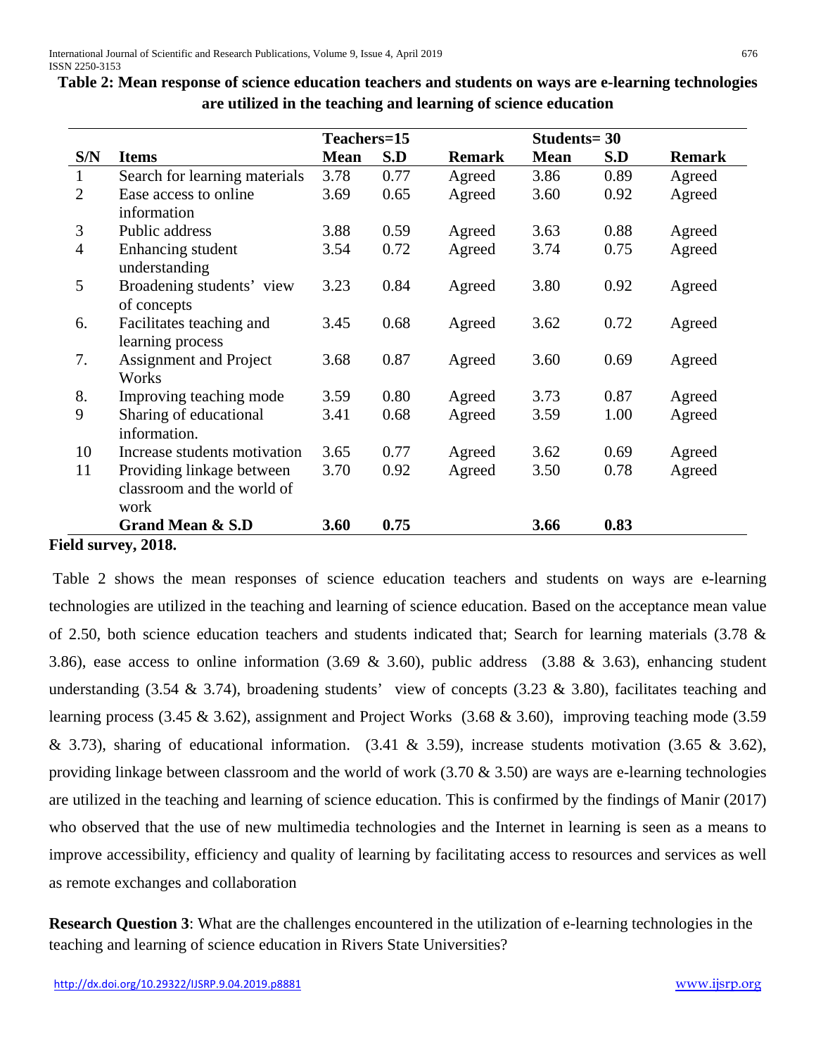**Table 2: Mean response of science education teachers and students on ways are e-learning technologies are utilized in the teaching and learning of science education**

| | | Teachers=15 | | | Students= 30 | | |
|---|---|---|---|---|---|---|---|
| S/N | Items | Mean | S.D | Remark | Mean | S.D | Remark |
| 1 | Search for learning materials | 3.78 | 0.77 | Agreed | 3.86 | 0.89 | Agreed |
| 2 | Ease access to online information | 3.69 | 0.65 | Agreed | 3.60 | 0.92 | Agreed |
| 3 | Public address | 3.88 | 0.59 | Agreed | 3.63 | 0.88 | Agreed |
| 4 | Enhancing student understanding | 3.54 | 0.72 | Agreed | 3.74 | 0.75 | Agreed |
| 5 | Broadening students' view of concepts | 3.23 | 0.84 | Agreed | 3.80 | 0.92 | Agreed |
| 6. | Facilitates teaching and learning process | 3.45 | 0.68 | Agreed | 3.62 | 0.72 | Agreed |
| 7. | Assignment and Project Works | 3.68 | 0.87 | Agreed | 3.60 | 0.69 | Agreed |
| 8. | Improving teaching mode | 3.59 | 0.80 | Agreed | 3.73 | 0.87 | Agreed |
| 9 | Sharing of educational information. | 3.41 | 0.68 | Agreed | 3.59 | 1.00 | Agreed |
| 10 | Increase students motivation | 3.65 | 0.77 | Agreed | 3.62 | 0.69 | Agreed |
| 11 | Providing linkage between classroom and the world of work | 3.70 | 0.92 | Agreed | 3.50 | 0.78 | Agreed |
| | **Grand Mean & S.D** | **3.60** | **0.75** | | **3.66** | **0.83** | |

**Field survey, 2018.**

Table 2 shows the mean responses of science education teachers and students on ways are e-learning technologies are utilized in the teaching and learning of science education. Based on the acceptance mean value of 2.50, both science education teachers and students indicated that; Search for learning materials (3.78 & 3.86), ease access to online information (3.69 & 3.60), public address (3.88 & 3.63), enhancing student understanding (3.54 & 3.74), broadening students' view of concepts (3.23 & 3.80), facilitates teaching and learning process (3.45 & 3.62), assignment and Project Works (3.68 & 3.60), improving teaching mode (3.59 & 3.73), sharing of educational information. (3.41 & 3.59), increase students motivation (3.65 & 3.62), providing linkage between classroom and the world of work (3.70 & 3.50) are ways are e-learning technologies are utilized in the teaching and learning of science education. This is confirmed by the findings of Manir (2017) who observed that the use of new multimedia technologies and the Internet in learning is seen as a means to improve accessibility, efficiency and quality of learning by facilitating access to resources and services as well as remote exchanges and collaboration

**Research Question 3**: What are the challenges encountered in the utilization of e-learning technologies in the teaching and learning of science education in Rivers State Universities?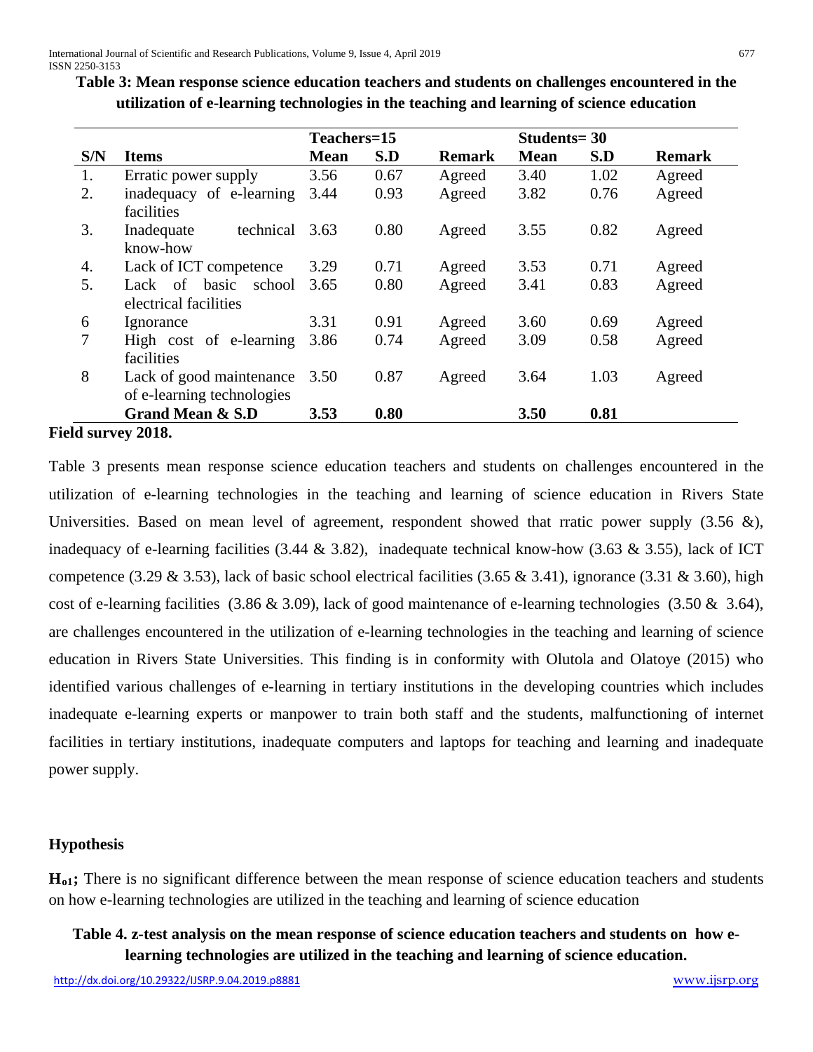**Table 3: Mean response science education teachers and students on challenges encountered in the utilization of e-learning technologies in the teaching and learning of science education**

| | | Teachers=15 | | | Students= 30 | | |
|---|---|---|---|---|---|---|---|
| **S/N** | **Items** | **Mean** | **S.D** | **Remark** | **Mean** | **S.D** | **Remark** |
| 1. | Erratic power supply | 3.56 | 0.67 | Agreed | 3.40 | 1.02 | Agreed |
| 2. | inadequacy of e-learning facilities | 3.44 | 0.93 | Agreed | 3.82 | 0.76 | Agreed |
| 3. | Inadequate technical know-how | 3.63 | 0.80 | Agreed | 3.55 | 0.82 | Agreed |
| 4. | Lack of ICT competence | 3.29 | 0.71 | Agreed | 3.53 | 0.71 | Agreed |
| 5. | Lack of basic school electrical facilities | 3.65 | 0.80 | Agreed | 3.41 | 0.83 | Agreed |
| 6 | Ignorance | 3.31 | 0.91 | Agreed | 3.60 | 0.69 | Agreed |
| 7 | High cost of e-learning facilities | 3.86 | 0.74 | Agreed | 3.09 | 0.58 | Agreed |
| 8 | Lack of good maintenance of e-learning technologies | 3.50 | 0.87 | Agreed | 3.64 | 1.03 | Agreed |
| | **Grand Mean & S.D** | **3.53** | **0.80** | | **3.50** | **0.81** | |

**Field survey 2018.**

Table 3 presents mean response science education teachers and students on challenges encountered in the utilization of e-learning technologies in the teaching and learning of science education in Rivers State Universities. Based on mean level of agreement, respondent showed that rratic power supply (3.56 &), inadequacy of e-learning facilities (3.44 & 3.82), inadequate technical know-how (3.63 & 3.55), lack of ICT competence (3.29 & 3.53), lack of basic school electrical facilities (3.65 & 3.41), ignorance (3.31 & 3.60), high cost of e-learning facilities (3.86 & 3.09), lack of good maintenance of e-learning technologies (3.50 & 3.64), are challenges encountered in the utilization of e-learning technologies in the teaching and learning of science education in Rivers State Universities. This finding is in conformity with Olutola and Olatoye (2015) who identified various challenges of e-learning in tertiary institutions in the developing countries which includes inadequate e-learning experts or manpower to train both staff and the students, malfunctioning of internet facilities in tertiary institutions, inadequate computers and laptops for teaching and learning and inadequate power supply.

## Hypothesis

$\mathbf{H_{o1}}$**;** There is no significant difference between the mean response of science education teachers and students on how e-learning technologies are utilized in the teaching and learning of science education

**Table 4. z-test analysis on the mean response of science education teachers and students on how e-learning technologies are utilized in the teaching and learning of science education.**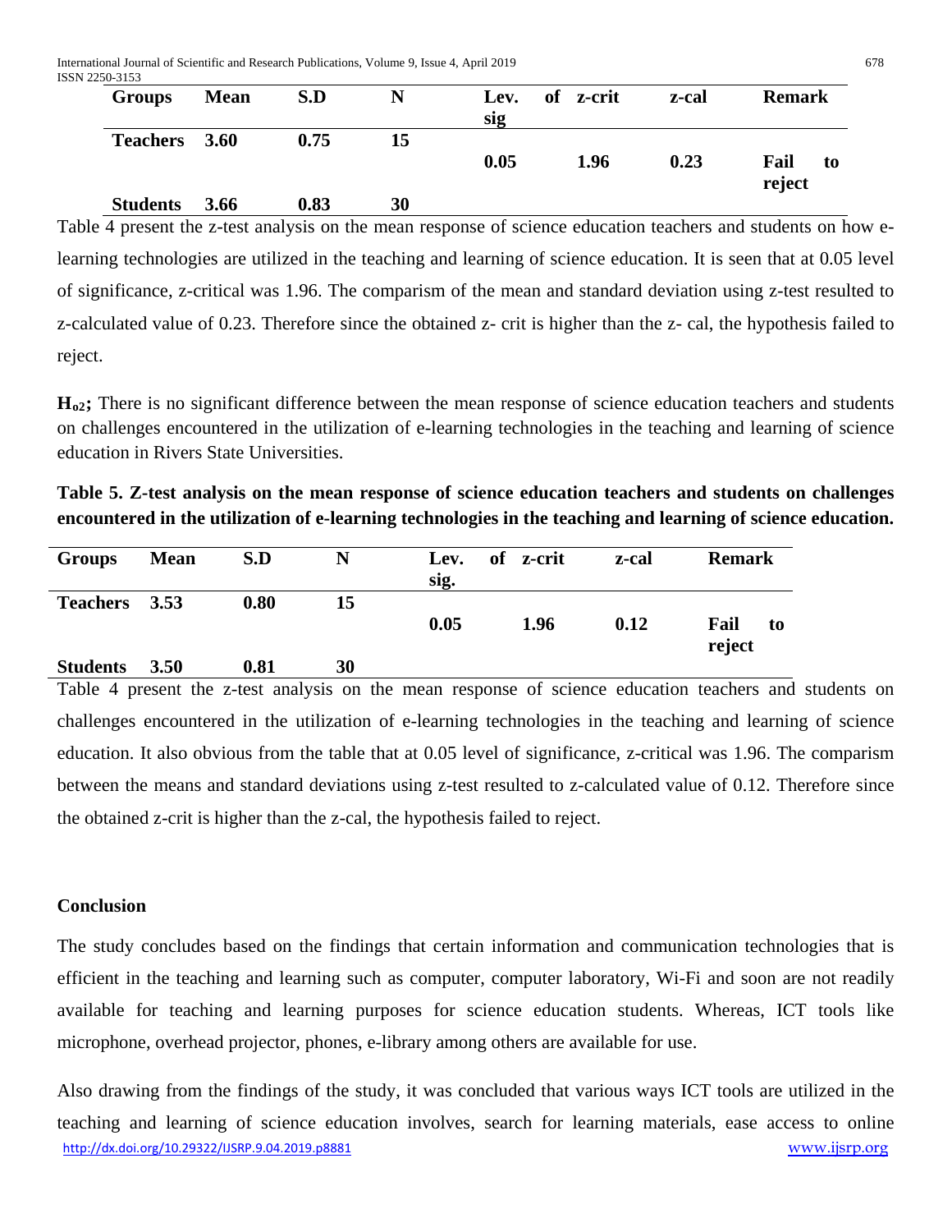| Groups | Mean | S.D | N | Lev. of sig | z-crit | z-cal | Remark |
|---|---|---|---|---|---|---|---|
| Teachers | 3.60 | 0.75 | 15 | 0.05 | 1.96 | 0.23 | Fail to reject |
| Students | 3.66 | 0.83 | 30 | | | | |

Table 4 present the z-test analysis on the mean response of science education teachers and students on how e-learning technologies are utilized in the teaching and learning of science education. It is seen that at 0.05 level of significance, z-critical was 1.96. The comparism of the mean and standard deviation using z-test resulted to z-calculated value of 0.23. Therefore since the obtained z- crit is higher than the z- cal, the hypothesis failed to reject.

**$H_{o2}$;** There is no significant difference between the mean response of science education teachers and students on challenges encountered in the utilization of e-learning technologies in the teaching and learning of science education in Rivers State Universities.

**Table 5. Z-test analysis on the mean response of science education teachers and students on challenges encountered in the utilization of e-learning technologies in the teaching and learning of science education.**

| Groups | Mean | S.D | N | Lev. of sig. | z-crit | z-cal | Remark |
|---|---|---|---|---|---|---|---|
| Teachers | 3.53 | 0.80 | 15 | 0.05 | 1.96 | 0.12 | Fail to reject |
| Students | 3.50 | 0.81 | 30 | | | | |

Table 4 present the z-test analysis on the mean response of science education teachers and students on challenges encountered in the utilization of e-learning technologies in the teaching and learning of science education. It also obvious from the table that at 0.05 level of significance, z-critical was 1.96. The comparism between the means and standard deviations using z-test resulted to z-calculated value of 0.12. Therefore since the obtained z-crit is higher than the z-cal, the hypothesis failed to reject.

## Conclusion

The study concludes based on the findings that certain information and communication technologies that is efficient in the teaching and learning such as computer, computer laboratory, Wi-Fi and soon are not readily available for teaching and learning purposes for science education students. Whereas, ICT tools like microphone, overhead projector, phones, e-library among others are available for use.

Also drawing from the findings of the study, it was concluded that various ways ICT tools are utilized in the teaching and learning of science education involves, search for learning materials, ease access to online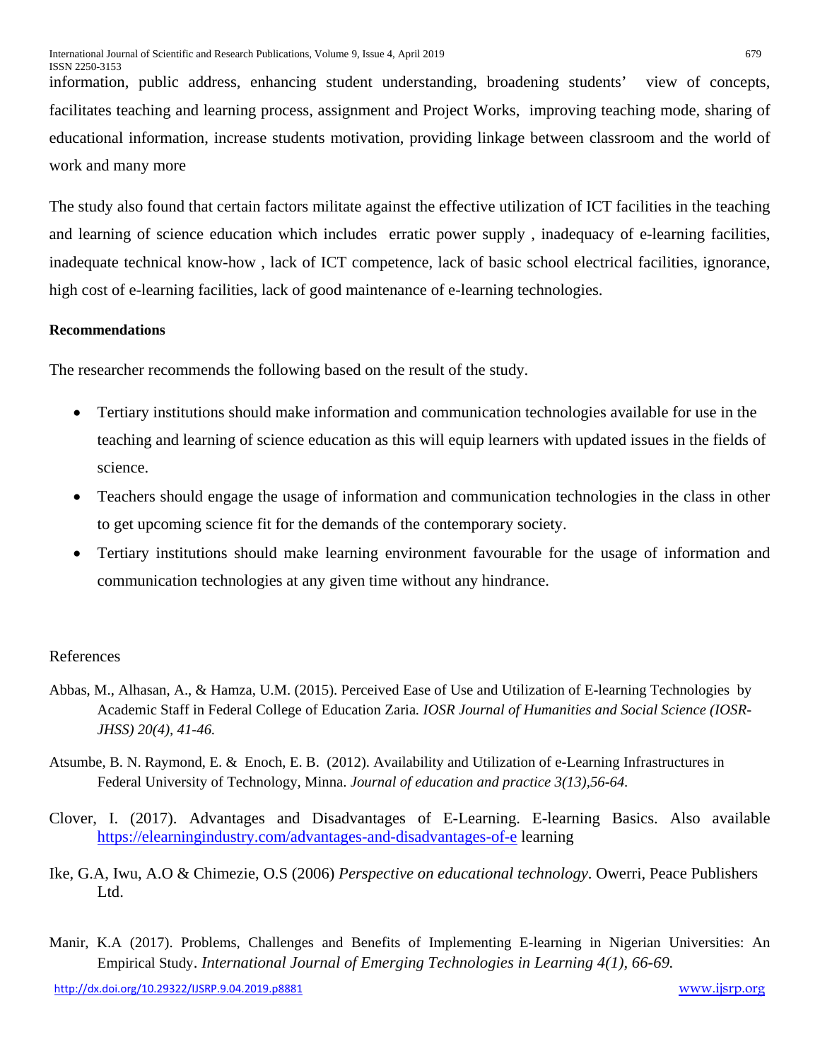information, public address, enhancing student understanding, broadening students' view of concepts, facilitates teaching and learning process, assignment and Project Works, improving teaching mode, sharing of educational information, increase students motivation, providing linkage between classroom and the world of work and many more

The study also found that certain factors militate against the effective utilization of ICT facilities in the teaching and learning of science education which includes erratic power supply , inadequacy of e-learning facilities, inadequate technical know-how , lack of ICT competence, lack of basic school electrical facilities, ignorance, high cost of e-learning facilities, lack of good maintenance of e-learning technologies.

**Recommendations**

The researcher recommends the following based on the result of the study.

- Tertiary institutions should make information and communication technologies available for use in the teaching and learning of science education as this will equip learners with updated issues in the fields of science.
- Teachers should engage the usage of information and communication technologies in the class in other to get upcoming science fit for the demands of the contemporary society.
- Tertiary institutions should make learning environment favourable for the usage of information and communication technologies at any given time without any hindrance.

References

Abbas, M., Alhasan, A., & Hamza, U.M. (2015). Perceived Ease of Use and Utilization of E-learning Technologies by Academic Staff in Federal College of Education Zaria. *IOSR Journal of Humanities and Social Science (IOSR-JHSS) 20(4), 41-46.*

Atsumbe, B. N. Raymond, E. & Enoch, E. B. (2012). Availability and Utilization of e-Learning Infrastructures in Federal University of Technology, Minna. *Journal of education and practice 3(13),56-64.*

Clover, I. (2017). Advantages and Disadvantages of E-Learning. E-learning Basics. Also available https://elearningindustry.com/advantages-and-disadvantages-of-e learning

Ike, G.A, Iwu, A.O & Chimezie, O.S (2006) *Perspective on educational technology*. Owerri, Peace Publishers Ltd.

Manir, K.A (2017). Problems, Challenges and Benefits of Implementing E-learning in Nigerian Universities: An Empirical Study. *International Journal of Emerging Technologies in Learning 4(1), 66-69.*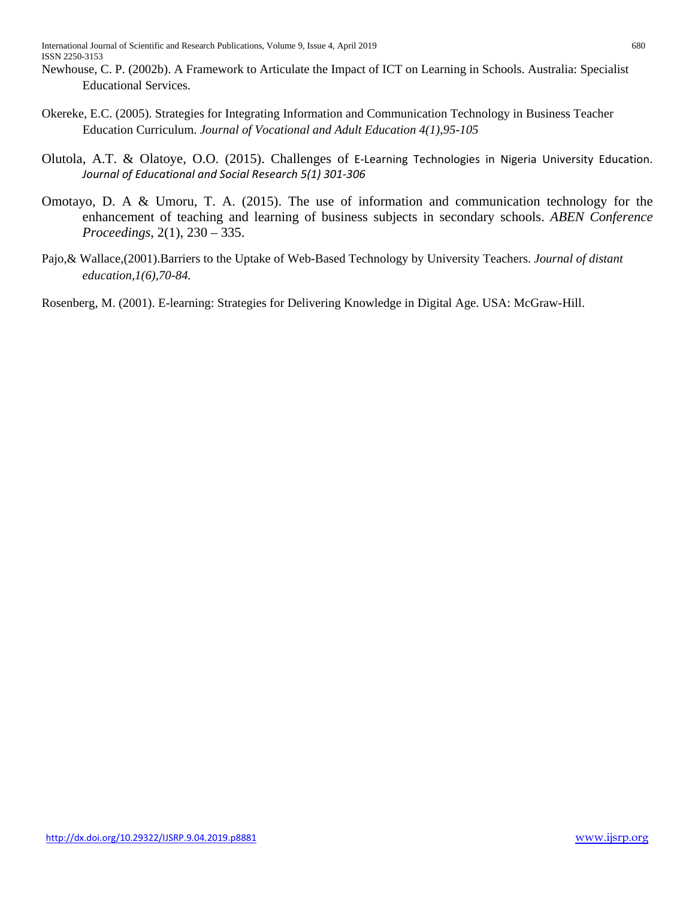Newhouse, C. P. (2002b). A Framework to Articulate the Impact of ICT on Learning in Schools. Australia: Specialist Educational Services.

Okereke, E.C. (2005). Strategies for Integrating Information and Communication Technology in Business Teacher Education Curriculum. *Journal of Vocational and Adult Education 4(1),95-105*

Olutola, A.T. & Olatoye, O.O. (2015). Challenges of E-Learning Technologies in Nigeria University Education. *Journal of Educational and Social Research 5(1) 301-306*

Omotayo, D. A & Umoru, T. A. (2015). The use of information and communication technology for the enhancement of teaching and learning of business subjects in secondary schools. *ABEN Conference Proceedings*, 2(1), 230 – 335.

Pajo,& Wallace,(2001).Barriers to the Uptake of Web-Based Technology by University Teachers. *Journal of distant education,1(6),70-84.*

Rosenberg, M. (2001). E-learning: Strategies for Delivering Knowledge in Digital Age. USA: McGraw-Hill.